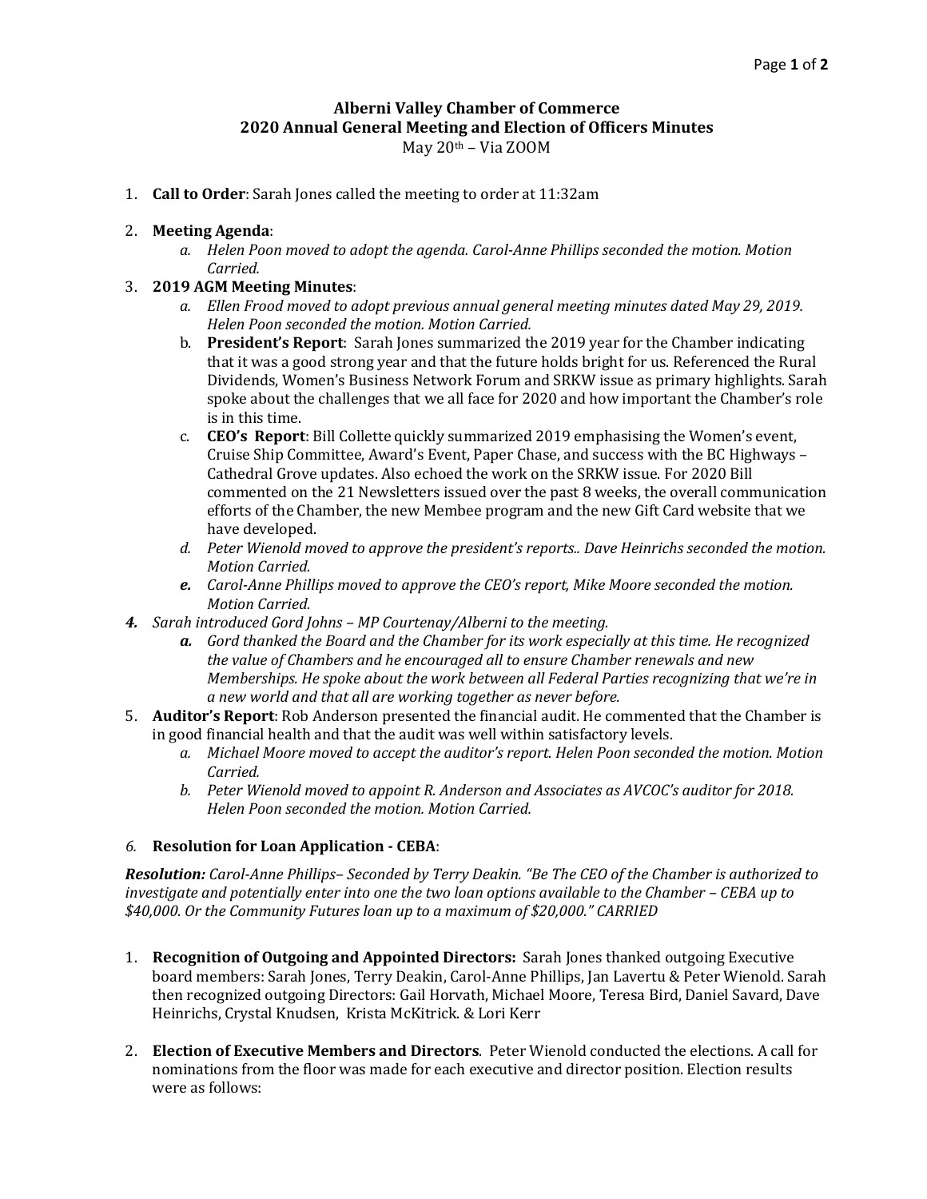**Alberni Valley Chamber of Commerce**
**2020 Annual General Meeting and Election of Officers Minutes**
May 20th – Via ZOOM

1. **Call to Order**: Sarah Jones called the meeting to order at 11:32am

2. **Meeting Agenda**:
   a. *Helen Poon moved to adopt the agenda. Carol-Anne Phillips seconded the motion. Motion Carried.*

3. **2019 AGM Meeting Minutes**:
   a. *Ellen Frood moved to adopt previous annual general meeting minutes dated May 29, 2019. Helen Poon seconded the motion. Motion Carried.*
   b. **President's Report**: Sarah Jones summarized the 2019 year for the Chamber indicating that it was a good strong year and that the future holds bright for us. Referenced the Rural Dividends, Women's Business Network Forum and SRKW issue as primary highlights. Sarah spoke about the challenges that we all face for 2020 and how important the Chamber's role is in this time.
   c. **CEO's Report**: Bill Collette quickly summarized 2019 emphasising the Women's event, Cruise Ship Committee, Award's Event, Paper Chase, and success with the BC Highways – Cathedral Grove updates. Also echoed the work on the SRKW issue. For 2020 Bill commented on the 21 Newsletters issued over the past 8 weeks, the overall communication efforts of the Chamber, the new Membee program and the new Gift Card website that we have developed.
   d. *Peter Wienold moved to approve the president's reports.. Dave Heinrichs seconded the motion. Motion Carried.*
   e. *Carol-Anne Phillips moved to approve the CEO's report, Mike Moore seconded the motion. Motion Carried.*

4. *Sarah introduced Gord Johns – MP Courtenay/Alberni to the meeting.*
   a. *Gord thanked the Board and the Chamber for its work especially at this time. He recognized the value of Chambers and he encouraged all to ensure Chamber renewals and new Memberships. He spoke about the work between all Federal Parties recognizing that we're in a new world and that all are working together as never before.*

5. **Auditor's Report**: Rob Anderson presented the financial audit. He commented that the Chamber is in good financial health and that the audit was well within satisfactory levels.
   a. *Michael Moore moved to accept the auditor's report. Helen Poon seconded the motion. Motion Carried.*
   b. *Peter Wienold moved to appoint R. Anderson and Associates as AVCOC's auditor for 2018. Helen Poon seconded the motion. Motion Carried.*

6. **Resolution for Loan Application - CEBA**:

***Resolution:*** *Carol-Anne Phillips– Seconded by Terry Deakin. "Be The CEO of the Chamber is authorized to investigate and potentially enter into one the two loan options available to the Chamber – CEBA up to $40,000. Or the Community Futures loan up to a maximum of $20,000." CARRIED*

1. **Recognition of Outgoing and Appointed Directors:** Sarah Jones thanked outgoing Executive board members: Sarah Jones, Terry Deakin, Carol-Anne Phillips, Jan Lavertu & Peter Wienold. Sarah then recognized outgoing Directors: Gail Horvath, Michael Moore, Teresa Bird, Daniel Savard, Dave Heinrichs, Crystal Knudsen, Krista McKitrick. & Lori Kerr

2. **Election of Executive Members and Directors**. Peter Wienold conducted the elections. A call for nominations from the floor was made for each executive and director position. Election results were as follows: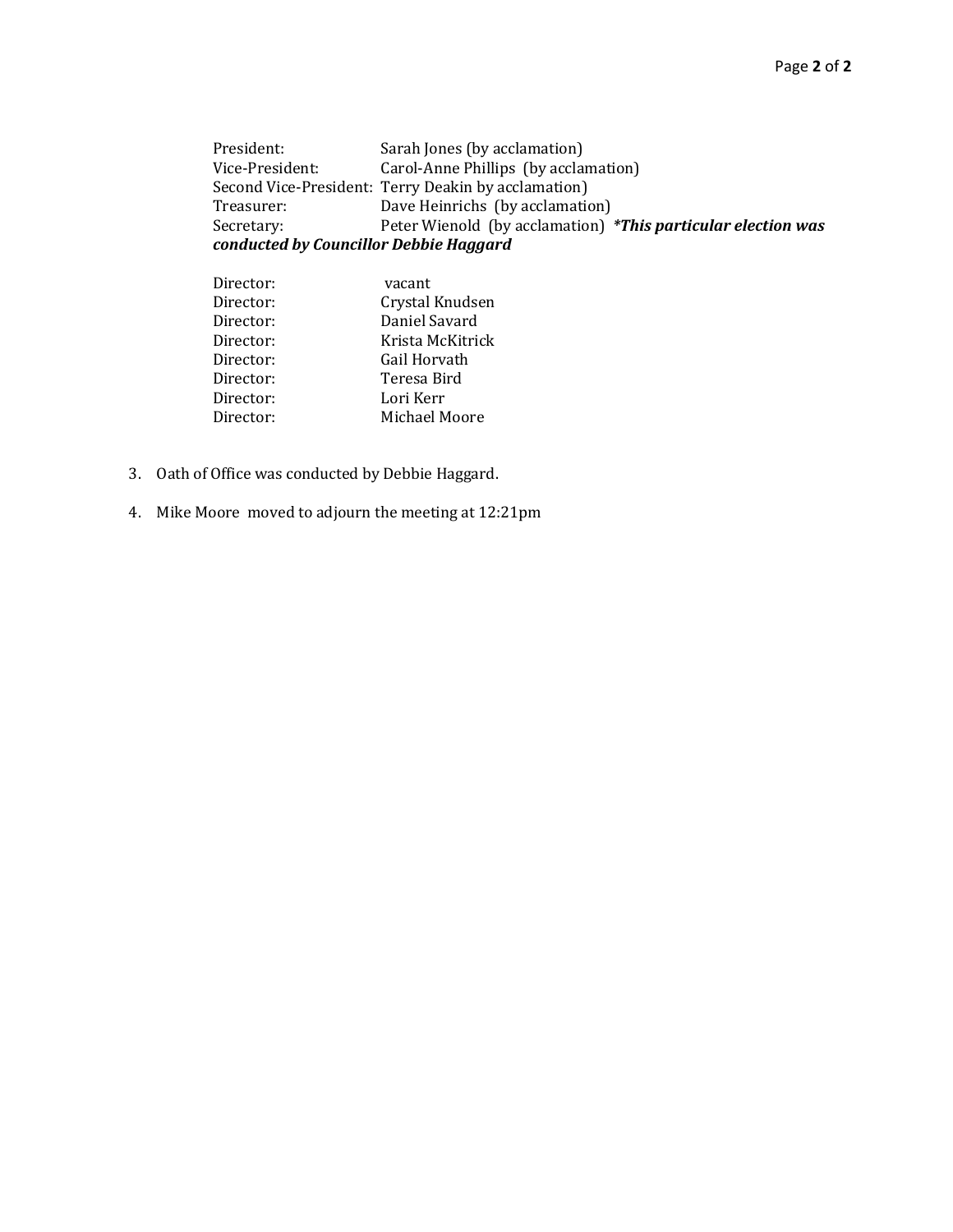| | |
|---|---|
| President: | Sarah Jones (by acclamation) |
| Vice-President: | Carol-Anne Phillips (by acclamation) |
| Second Vice-President: | Terry Deakin by acclamation) |
| Treasurer: | Dave Heinrichs (by acclamation) |
| Secretary: | Peter Wienold (by acclamation) ***This particular election was conducted by Councillor Debbie Haggard*** |

| | |
|---|---|
| Director: | vacant |
| Director: | Crystal Knudsen |
| Director: | Daniel Savard |
| Director: | Krista McKitrick |
| Director: | Gail Horvath |
| Director: | Teresa Bird |
| Director: | Lori Kerr |
| Director: | Michael Moore |

3. Oath of Office was conducted by Debbie Haggard.

4. Mike Moore moved to adjourn the meeting at 12:21pm